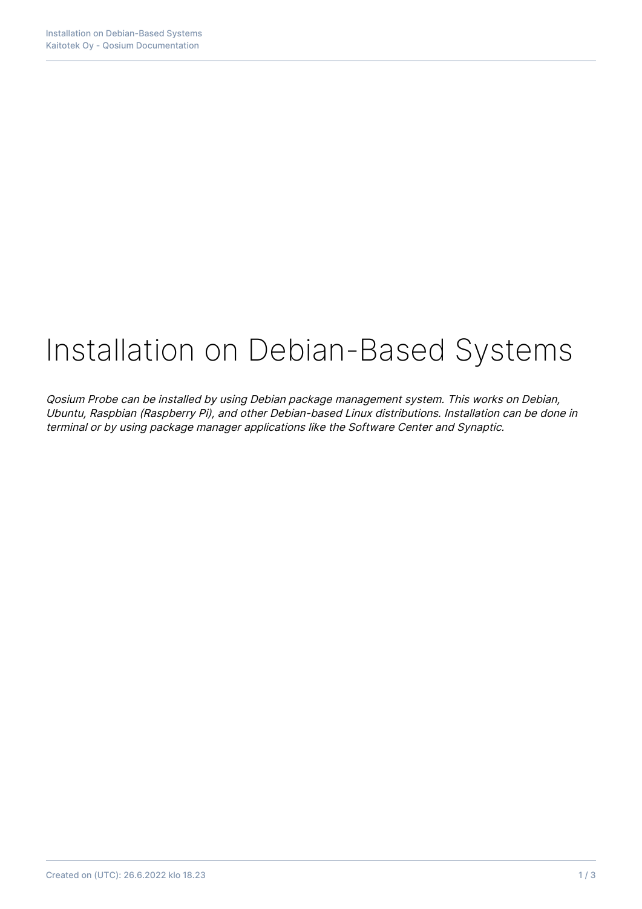# Installation on Debian-Based Systems

*Qosium Probe can be installed by using Debian package management system. This works on Debian, Ubuntu, Raspbian (Raspberry Pi), and other Debian-based Linux distributions. Installation can be done in terminal or by using package manager applications like the Software Center and Synaptic.*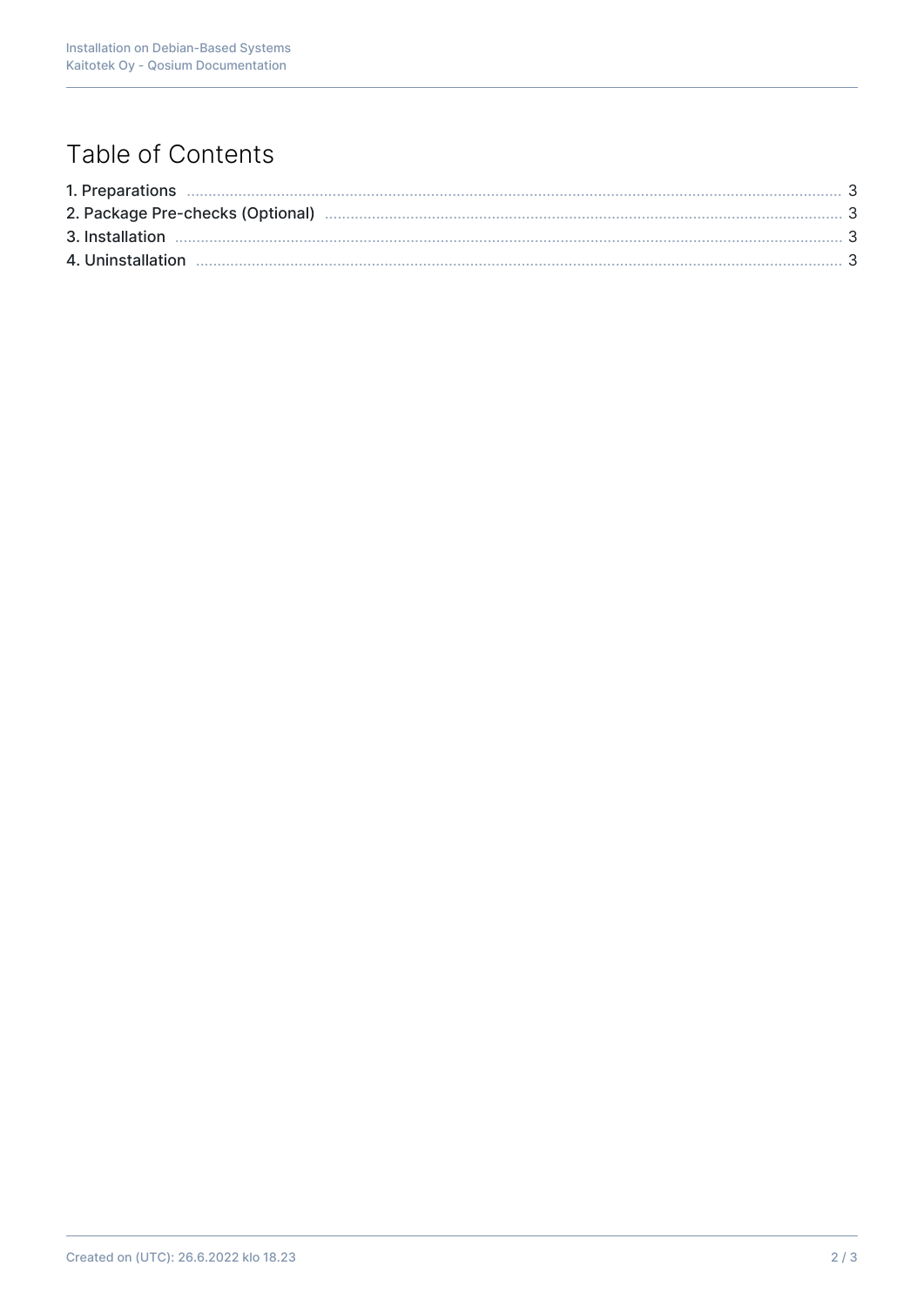# Table of Contents

1. Preparations ..... 3
2. Package Pre-checks (Optional) ..... 3
3. Installation ..... 3
4. Uninstallation ..... 3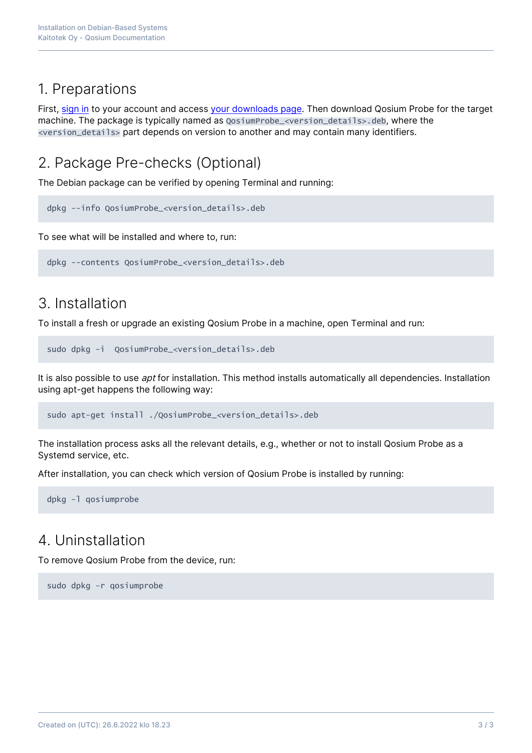## 1. Preparations

First, sign in to your account and access your downloads page. Then download Qosium Probe for the target machine. The package is typically named as `QosiumProbe_<version_details>.deb`, where the `<version_details>` part depends on version to another and may contain many identifiers.

## 2. Package Pre-checks (Optional)

The Debian package can be verified by opening Terminal and running:

```
dpkg --info QosiumProbe_<version_details>.deb
```

To see what will be installed and where to, run:

```
dpkg --contents QosiumProbe_<version_details>.deb
```

## 3. Installation

To install a fresh or upgrade an existing Qosium Probe in a machine, open Terminal and run:

```
sudo dpkg -i  QosiumProbe_<version_details>.deb
```

It is also possible to use *apt* for installation. This method installs automatically all dependencies. Installation using apt-get happens the following way:

```
sudo apt-get install ./QosiumProbe_<version_details>.deb
```

The installation process asks all the relevant details, e.g., whether or not to install Qosium Probe as a Systemd service, etc.

After installation, you can check which version of Qosium Probe is installed by running:

```
dpkg -l qosiumprobe
```

## 4. Uninstallation

To remove Qosium Probe from the device, run:

```
sudo dpkg -r qosiumprobe
```